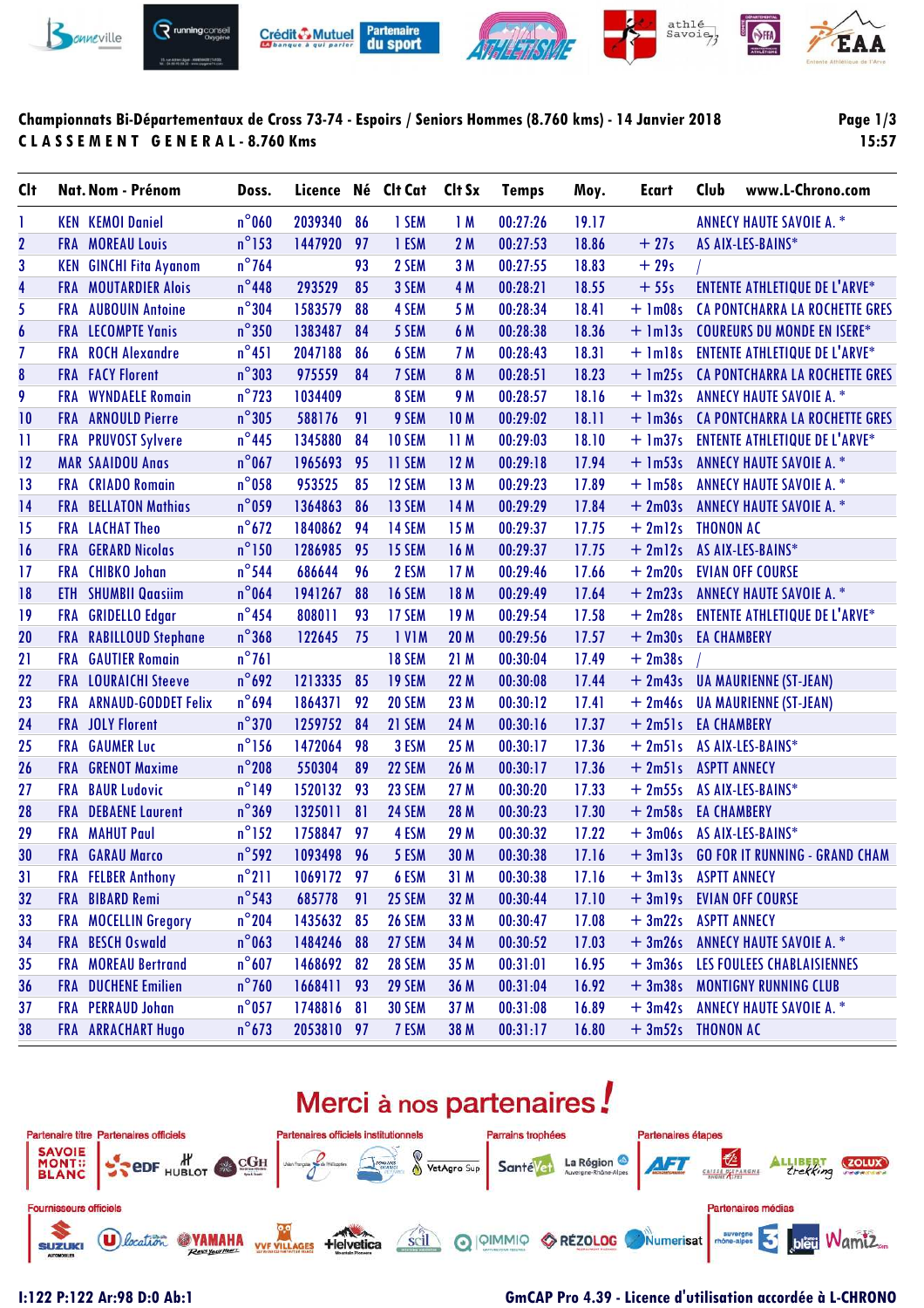# Championnats Bi-Départementaux de Cross 73-74 - Espoirs / Seniors Hommes (8.760 kms) - 14 Janvier 2018

## CLASSEMENT GENERAL - 8.760 Kms

15:57

| Clt | Nat. | Nom - Prénom | Doss. | Licence | Né | Clt Cat | Clt Sx | Temps | Moy. | Ecart | Club www.L-Chrono.com |
|---|---|---|---|---|---|---|---|---|---|---|---|
| 1 | KEN | KEMOI Daniel | n°060 | 2039340 | 86 | 1 SEM | 1 M | 00:27:26 | 19.17 | | ANNECY HAUTE SAVOIE A. * |
| 2 | FRA | MOREAU Louis | n°153 | 1447920 | 97 | 1 ESM | 2 M | 00:27:53 | 18.86 | + 27s | AS AIX-LES-BAINS* |
| 3 | KEN | GINCHI Fita Ayanom | n°764 | | 93 | 2 SEM | 3 M | 00:27:55 | 18.83 | + 29s | / |
| 4 | FRA | MOUTARDIER Alois | n°448 | 293529 | 85 | 3 SEM | 4 M | 00:28:21 | 18.55 | + 55s | ENTENTE ATHLETIQUE DE L'ARVE* |
| 5 | FRA | AUBOUIN Antoine | n°304 | 1583570 | 88 | 4 SEM | 5 M | 00:28:34 | 18.41 | + 1m08s | CA PONTCHARRA LA ROCHETTE GRES |
| 6 | FRA | LECOMPTE Yanis | n°350 | 1383487 | 84 | 5 SEM | 6 M | 00:28:38 | 18.36 | + 1m13s | COUREURS DU MONDE EN ISERE* |
| 7 | FRA | ROCH Alexandre | n°451 | 2047188 | 86 | 6 SEM | 7 M | 00:28:43 | 18.31 | + 1m18s | ENTENTE ATHLETIQUE DE L'ARVE* |
| 8 | FRA | FACY Florent | n°303 | 975559 | 84 | 7 SEM | 8 M | 00:28:51 | 18.23 | + 1m25s | CA PONTCHARRA LA ROCHETTE GRES |
| 9 | FRA | WYNDAELE Romain | n°723 | 1034409 | | 8 SEM | 9 M | 00:28:57 | 18.16 | + 1m32s | ANNECY HAUTE SAVOIE A. * |
| 10 | FRA | ARNOULD Pierre | n°305 | 588176 | 91 | 9 SEM | 10 M | 00:29:02 | 18.11 | + 1m36s | CA PONTCHARRA LA ROCHETTE GRES |
| 11 | FRA | PRUVOST Sylvere | n°445 | 1345880 | 84 | 10 SEM | 11 M | 00:29:03 | 18.10 | + 1m37s | ENTENTE ATHLETIQUE DE L'ARVE* |
| 12 | MAR | SAAIDOU Anas | n°067 | 1965693 | 95 | 11 SEM | 12 M | 00:29:18 | 17.94 | + 1m53s | ANNECY HAUTE SAVOIE A. * |
| 13 | FRA | CRIADO Romain | n°058 | 953525 | 85 | 12 SEM | 13 M | 00:29:23 | 17.89 | + 1m58s | ANNECY HAUTE SAVOIE A. * |
| 14 | FRA | BELLATON Mathias | n°059 | 1364863 | 86 | 13 SEM | 14 M | 00:29:29 | 17.84 | + 2m03s | ANNECY HAUTE SAVOIE A. * |
| 15 | FRA | LACHAT Theo | n°672 | 1840862 | 94 | 14 SEM | 15 M | 00:29:37 | 17.75 | + 2m12s | THONON AC |
| 16 | FRA | GERARD Nicolas | n°150 | 1286985 | 95 | 15 SEM | 16 M | 00:29:37 | 17.75 | + 2m12s | AS AIX-LES-BAINS* |
| 17 | FRA | CHIBKO Johan | n°544 | 686644 | 96 | 2 ESM | 17 M | 00:29:46 | 17.66 | + 2m20s | EVIAN OFF COURSE |
| 18 | ETH | SHUMBII Qaasiim | n°064 | 1941267 | 88 | 16 SEM | 18 M | 00:29:49 | 17.64 | + 2m23s | ANNECY HAUTE SAVOIE A. * |
| 19 | FRA | GRIDELLO Edgar | n°454 | 808011 | 93 | 17 SEM | 19 M | 00:29:54 | 17.58 | + 2m28s | ENTENTE ATHLETIQUE DE L'ARVE* |
| 20 | FRA | RABILLOUD Stephane | n°368 | 122645 | 75 | 1 V1M | 20 M | 00:29:56 | 17.57 | + 2m30s | EA CHAMBERY |
| 21 | FRA | GAUTIER Romain | n°761 | | | 18 SEM | 21 M | 00:30:04 | 17.49 | + 2m38s | / |
| 22 | FRA | LOURAICHI Steeve | n°692 | 1213335 | 85 | 19 SEM | 22 M | 00:30:08 | 17.44 | + 2m43s | UA MAURIENNE (ST-JEAN) |
| 23 | FRA | ARNAUD-GODDET Felix | n°694 | 1864371 | 92 | 20 SEM | 23 M | 00:30:12 | 17.41 | + 2m46s | UA MAURIENNE (ST-JEAN) |
| 24 | FRA | JOLY Florent | n°370 | 1259752 | 84 | 21 SEM | 24 M | 00:30:16 | 17.37 | + 2m51s | EA CHAMBERY |
| 25 | FRA | GAUMER Luc | n°156 | 1472064 | 98 | 3 ESM | 25 M | 00:30:17 | 17.36 | + 2m51s | AS AIX-LES-BAINS* |
| 26 | FRA | GRENOT Maxime | n°208 | 550304 | 89 | 22 SEM | 26 M | 00:30:17 | 17.36 | + 2m51s | ASPTT ANNECY |
| 27 | FRA | BAUR Ludovic | n°149 | 1520132 | 93 | 23 SEM | 27 M | 00:30:20 | 17.33 | + 2m55s | AS AIX-LES-BAINS* |
| 28 | FRA | DEBAENE Laurent | n°369 | 1325011 | 81 | 24 SEM | 28 M | 00:30:23 | 17.30 | + 2m58s | EA CHAMBERY |
| 29 | FRA | MAHUT Paul | n°152 | 1758847 | 97 | 4 ESM | 29 M | 00:30:32 | 17.22 | + 3m06s | AS AIX-LES-BAINS* |
| 30 | FRA | GARAU Marco | n°592 | 1093498 | 96 | 5 ESM | 30 M | 00:30:38 | 17.16 | + 3m13s | GO FOR IT RUNNING - GRAND CHAM |
| 31 | FRA | FELBER Anthony | n°211 | 1069172 | 97 | 6 ESM | 31 M | 00:30:38 | 17.16 | + 3m13s | ASPTT ANNECY |
| 32 | FRA | BIBARD Remi | n°543 | 685778 | 91 | 25 SEM | 32 M | 00:30:44 | 17.10 | + 3m19s | EVIAN OFF COURSE |
| 33 | FRA | MOCELLIN Gregory | n°204 | 1435632 | 85 | 26 SEM | 33 M | 00:30:47 | 17.08 | + 3m22s | ASPTT ANNECY |
| 34 | FRA | BESCH Oswald | n°063 | 1484246 | 88 | 27 SEM | 34 M | 00:30:52 | 17.03 | + 3m26s | ANNECY HAUTE SAVOIE A. * |
| 35 | FRA | MOREAU Bertrand | n°607 | 1468692 | 82 | 28 SEM | 35 M | 00:31:01 | 16.95 | + 3m36s | LES FOULEES CHABLAISIENNES |
| 36 | FRA | DUCHENE Emilien | n°760 | 1668411 | 93 | 29 SEM | 36 M | 00:31:04 | 16.92 | + 3m38s | MONTIGNY RUNNING CLUB |
| 37 | FRA | PERRAUD Johan | n°057 | 1748816 | 81 | 30 SEM | 37 M | 00:31:08 | 16.89 | + 3m42s | ANNECY HAUTE SAVOIE A. * |
| 38 | FRA | ARRACHART Hugo | n°673 | 2053810 | 97 | 7 ESM | 38 M | 00:31:17 | 16.80 | + 3m52s | THONON AC |

Merci à nos partenaires !

I:122 P:122 Ar:98 D:0 Ab:1

GmCAP Pro 4.39 - Licence d'utilisation accordée à L-CHRONO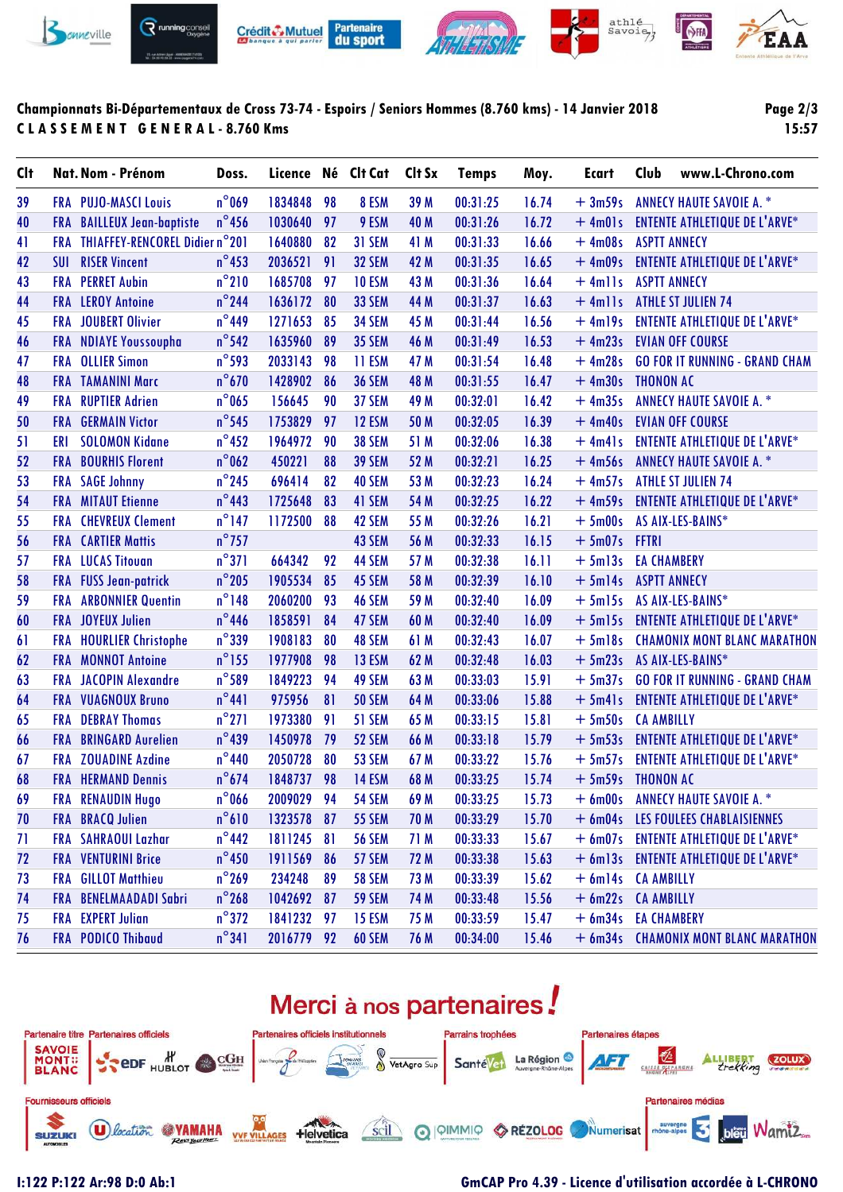## Championnats Bi-Départementaux de Cross 73-74 - Espoirs / Seniors Hommes (8.760 kms) - 14 Janvier 2018

**C L A S S E M E N T   G E N E R A L - 8.760 Kms**

| Clt | Nat. | Nom - Prénom | Doss. | Licence | Né | Clt Cat | Clt Sx | Temps | Moy. | Ecart | Club |
|---|---|---|---|---|---|---|---|---|---|---|---|
| 39 | FRA | PUJO-MASCI Louis | n°069 | 1834848 | 98 | 8 ESM | 39 M | 00:31:25 | 16.74 | + 3m59s | ANNECY HAUTE SAVOIE A. * |
| 40 | FRA | BAILLEUX Jean-baptiste | n°456 | 1030640 | 97 | 9 ESM | 40 M | 00:31:26 | 16.72 | + 4m01s | ENTENTE ATHLETIQUE DE L'ARVE* |
| 41 | FRA | THIAFFEY-RENCOREL Didier | n°201 | 1640880 | 82 | 31 SEM | 41 M | 00:31:33 | 16.66 | + 4m08s | ASPTT ANNECY |
| 42 | SUI | RISER Vincent | n°453 | 2036521 | 91 | 32 SEM | 42 M | 00:31:35 | 16.65 | + 4m09s | ENTENTE ATHLETIQUE DE L'ARVE* |
| 43 | FRA | PERRET Aubin | n°210 | 1685708 | 97 | 10 ESM | 43 M | 00:31:36 | 16.64 | + 4m11s | ASPTT ANNECY |
| 44 | FRA | LEROY Antoine | n°244 | 1636172 | 80 | 33 SEM | 44 M | 00:31:37 | 16.63 | + 4m11s | ATHLE ST JULIEN 74 |
| 45 | FRA | JOUBERT Olivier | n°449 | 1271653 | 85 | 34 SEM | 45 M | 00:31:44 | 16.56 | + 4m19s | ENTENTE ATHLETIQUE DE L'ARVE* |
| 46 | FRA | NDIAYE Youssoupha | n°542 | 1635960 | 89 | 35 SEM | 46 M | 00:31:49 | 16.53 | + 4m23s | EVIAN OFF COURSE |
| 47 | FRA | OLLIER Simon | n°593 | 2033143 | 98 | 11 ESM | 47 M | 00:31:54 | 16.48 | + 4m28s | GO FOR IT RUNNING - GRAND CHAM |
| 48 | FRA | TAMANINI Marc | n°670 | 1428902 | 86 | 36 SEM | 48 M | 00:31:55 | 16.47 | + 4m30s | THONON AC |
| 49 | FRA | RUPTIER Adrien | n°065 | 156645 | 90 | 37 SEM | 49 M | 00:32:01 | 16.42 | + 4m35s | ANNECY HAUTE SAVOIE A. * |
| 50 | FRA | GERMAIN Victor | n°545 | 1753829 | 97 | 12 ESM | 50 M | 00:32:05 | 16.39 | + 4m40s | EVIAN OFF COURSE |
| 51 | ERI | SOLOMON Kidane | n°452 | 1964972 | 90 | 38 SEM | 51 M | 00:32:06 | 16.38 | + 4m41s | ENTENTE ATHLETIQUE DE L'ARVE* |
| 52 | FRA | BOURHIS Florent | n°062 | 450221 | 88 | 39 SEM | 52 M | 00:32:21 | 16.25 | + 4m56s | ANNECY HAUTE SAVOIE A. * |
| 53 | FRA | SAGE Johnny | n°245 | 696414 | 82 | 40 SEM | 53 M | 00:32:23 | 16.24 | + 4m57s | ATHLE ST JULIEN 74 |
| 54 | FRA | MITAUT Etienne | n°443 | 1725648 | 83 | 41 SEM | 54 M | 00:32:25 | 16.22 | + 4m59s | ENTENTE ATHLETIQUE DE L'ARVE* |
| 55 | FRA | CHEVREUX Clement | n°147 | 1172500 | 88 | 42 SEM | 55 M | 00:32:26 | 16.21 | + 5m00s | AS AIX-LES-BAINS* |
| 56 | FRA | CARTIER Mattis | n°757 | | | 43 SEM | 56 M | 00:32:33 | 16.15 | + 5m07s | FFTRI |
| 57 | FRA | LUCAS Titouan | n°371 | 664342 | 92 | 44 SEM | 57 M | 00:32:38 | 16.11 | + 5m13s | EA CHAMBERY |
| 58 | FRA | FUSS Jean-patrick | n°205 | 1905534 | 85 | 45 SEM | 58 M | 00:32:39 | 16.10 | + 5m14s | ASPTT ANNECY |
| 59 | FRA | ARBONNIER Quentin | n°148 | 2060200 | 93 | 46 SEM | 59 M | 00:32:40 | 16.09 | + 5m15s | AS AIX-LES-BAINS* |
| 60 | FRA | JOYEUX Julien | n°446 | 1858591 | 84 | 47 SEM | 60 M | 00:32:40 | 16.09 | + 5m15s | ENTENTE ATHLETIQUE DE L'ARVE* |
| 61 | FRA | HOURLIER Christophe | n°339 | 1908183 | 80 | 48 SEM | 61 M | 00:32:43 | 16.07 | + 5m18s | CHAMONIX MONT BLANC MARATHON |
| 62 | FRA | MONNOT Antoine | n°155 | 1977908 | 98 | 13 ESM | 62 M | 00:32:48 | 16.03 | + 5m23s | AS AIX-LES-BAINS* |
| 63 | FRA | JACOPIN Alexandre | n°589 | 1849223 | 94 | 49 SEM | 63 M | 00:33:03 | 15.91 | + 5m37s | GO FOR IT RUNNING - GRAND CHAM |
| 64 | FRA | VUAGNOUX Bruno | n°441 | 975956 | 81 | 50 SEM | 64 M | 00:33:06 | 15.88 | + 5m41s | ENTENTE ATHLETIQUE DE L'ARVE* |
| 65 | FRA | DEBRAY Thomas | n°271 | 1973380 | 91 | 51 SEM | 65 M | 00:33:15 | 15.81 | + 5m50s | CA AMBILLY |
| 66 | FRA | BRINGARD Aurelien | n°439 | 1450978 | 79 | 52 SEM | 66 M | 00:33:18 | 15.79 | + 5m53s | ENTENTE ATHLETIQUE DE L'ARVE* |
| 67 | FRA | ZOUADINE Azdine | n°440 | 2050728 | 80 | 53 SEM | 67 M | 00:33:22 | 15.76 | + 5m57s | ENTENTE ATHLETIQUE DE L'ARVE* |
| 68 | FRA | HERMAND Dennis | n°674 | 1848737 | 98 | 14 ESM | 68 M | 00:33:25 | 15.74 | + 5m59s | THONON AC |
| 69 | FRA | RENAUDIN Hugo | n°066 | 2009029 | 94 | 54 SEM | 69 M | 00:33:25 | 15.73 | + 6m00s | ANNECY HAUTE SAVOIE A. * |
| 70 | FRA | BRACQ Julien | n°610 | 1323578 | 87 | 55 SEM | 70 M | 00:33:29 | 15.70 | + 6m04s | LES FOULEES CHABLAISIENNES |
| 71 | FRA | SAHRAOUI Lazhar | n°442 | 1811245 | 81 | 56 SEM | 71 M | 00:33:33 | 15.67 | + 6m07s | ENTENTE ATHLETIQUE DE L'ARVE* |
| 72 | FRA | VENTURINI Brice | n°450 | 1911569 | 86 | 57 SEM | 72 M | 00:33:38 | 15.63 | + 6m13s | ENTENTE ATHLETIQUE DE L'ARVE* |
| 73 | FRA | GILLOT Matthieu | n°269 | 234248 | 89 | 58 SEM | 73 M | 00:33:39 | 15.62 | + 6m14s | CA AMBILLY |
| 74 | FRA | BENELMAADADI Sabri | n°268 | 1042692 | 87 | 59 SEM | 74 M | 00:33:48 | 15.56 | + 6m22s | CA AMBILLY |
| 75 | FRA | EXPERT Julian | n°372 | 1841232 | 97 | 15 ESM | 75 M | 00:33:59 | 15.47 | + 6m34s | EA CHAMBERY |
| 76 | FRA | PODICO Thibaud | n°341 | 2016779 | 92 | 60 SEM | 76 M | 00:34:00 | 15.46 | + 6m34s | CHAMONIX MONT BLANC MARATHON |

Merci à nos partenaires !

I:122 P:122 Ar:98 D:0 Ab:1

GmCAP Pro 4.39 - Licence d'utilisation accordée à L-CHRONO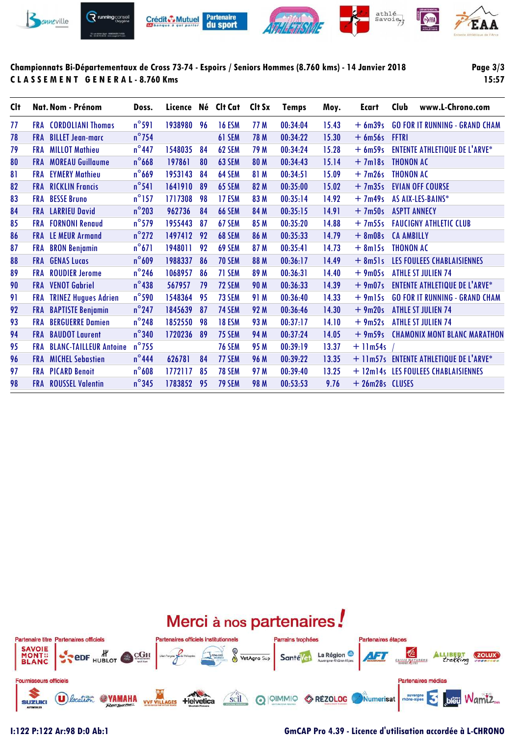## Championnats Bi-Départementaux de Cross 73-74 - Espoirs / Seniors Hommes (8.760 kms) - 14 Janvier 2018

**CLASSEMENT GENERAL - 8.760 Kms**

| Clt | Nat. | Nom - Prénom | Doss. | Licence | Né | Clt Cat | Clt Sx | Temps | Moy. | Ecart | Club |
|---|---|---|---|---|---|---|---|---|---|---|---|
| 77 | FRA | CORDOLIANI Thomas | n°591 | 1938980 | 96 | 16 ESM | 77 M | 00:34:04 | 15.43 | + 6m39s | GO FOR IT RUNNING - GRAND CHAM |
| 78 | FRA | BILLET Jean-marc | n°754 | | | 61 SEM | 78 M | 00:34:22 | 15.30 | + 6m56s | FFTRI |
| 79 | FRA | MILLOT Mathieu | n°447 | 1548035 | 84 | 62 SEM | 79 M | 00:34:24 | 15.28 | + 6m59s | ENTENTE ATHLETIQUE DE L'ARVE* |
| 80 | FRA | MOREAU Guillaume | n°668 | 197861 | 80 | 63 SEM | 80 M | 00:34:43 | 15.14 | + 7m18s | THONON AC |
| 81 | FRA | EYMERY Mathieu | n°669 | 1953143 | 84 | 64 SEM | 81 M | 00:34:51 | 15.09 | + 7m26s | THONON AC |
| 82 | FRA | RICKLIN Francis | n°541 | 1641910 | 89 | 65 SEM | 82 M | 00:35:00 | 15.02 | + 7m35s | EVIAN OFF COURSE |
| 83 | FRA | BESSE Bruno | n°157 | 1717308 | 98 | 17 ESM | 83 M | 00:35:14 | 14.92 | + 7m49s | AS AIX-LES-BAINS* |
| 84 | FRA | LARRIEU David | n°203 | 962736 | 84 | 66 SEM | 84 M | 00:35:15 | 14.91 | + 7m50s | ASPTT ANNECY |
| 85 | FRA | FORNONI Renaud | n°579 | 1955443 | 87 | 67 SEM | 85 M | 00:35:20 | 14.88 | + 7m55s | FAUCIGNY ATHLETIC CLUB |
| 86 | FRA | LE MEUR Armand | n°272 | 1497412 | 92 | 68 SEM | 86 M | 00:35:33 | 14.79 | + 8m08s | CA AMBILLY |
| 87 | FRA | BRON Benjamin | n°671 | 1948011 | 92 | 69 SEM | 87 M | 00:35:41 | 14.73 | + 8m15s | THONON AC |
| 88 | FRA | GENAS Lucas | n°609 | 1988337 | 86 | 70 SEM | 88 M | 00:36:17 | 14.49 | + 8m51s | LES FOULEES CHABLAISIENNES |
| 89 | FRA | ROUDIER Jerome | n°246 | 1068957 | 86 | 71 SEM | 89 M | 00:36:31 | 14.40 | + 9m05s | ATHLE ST JULIEN 74 |
| 90 | FRA | VENOT Gabriel | n°438 | 567957 | 79 | 72 SEM | 90 M | 00:36:33 | 14.39 | + 9m07s | ENTENTE ATHLETIQUE DE L'ARVE* |
| 91 | FRA | TRINEZ Hugues Adrien | n°590 | 1548364 | 95 | 73 SEM | 91 M | 00:36:40 | 14.33 | + 9m15s | GO FOR IT RUNNING - GRAND CHAM |
| 92 | FRA | BAPTISTE Benjamin | n°247 | 1845639 | 87 | 74 SEM | 92 M | 00:36:46 | 14.30 | + 9m20s | ATHLE ST JULIEN 74 |
| 93 | FRA | BERGUERRE Damien | n°248 | 1852550 | 98 | 18 ESM | 93 M | 00:37:17 | 14.10 | + 9m52s | ATHLE ST JULIEN 74 |
| 94 | FRA | BAUDOT Laurent | n°340 | 1720236 | 89 | 75 SEM | 94 M | 00:37:24 | 14.05 | + 9m59s | CHAMONIX MONT BLANC MARATHON |
| 95 | FRA | BLANC-TAILLEUR Antoine | n°755 | | | 76 SEM | 95 M | 00:39:19 | 13.37 | + 11m54s | / |
| 96 | FRA | MICHEL Sebastien | n°444 | 626781 | 84 | 77 SEM | 96 M | 00:39:22 | 13.35 | + 11m57s | ENTENTE ATHLETIQUE DE L'ARVE* |
| 97 | FRA | PICARD Benoit | n°608 | 1772117 | 85 | 78 SEM | 97 M | 00:39:40 | 13.25 | + 12m14s | LES FOULEES CHABLAISIENNES |
| 98 | FRA | ROUSSEL Valentin | n°345 | 1783852 | 95 | 79 SEM | 98 M | 00:53:53 | 9.76 | + 26m28s | CLUSES |

Merci à nos partenaires !

I:122 P:122 Ar:98 D:0 Ab:1

GmCAP Pro 4.39 - Licence d'utilisation accordée à L-CHRONO